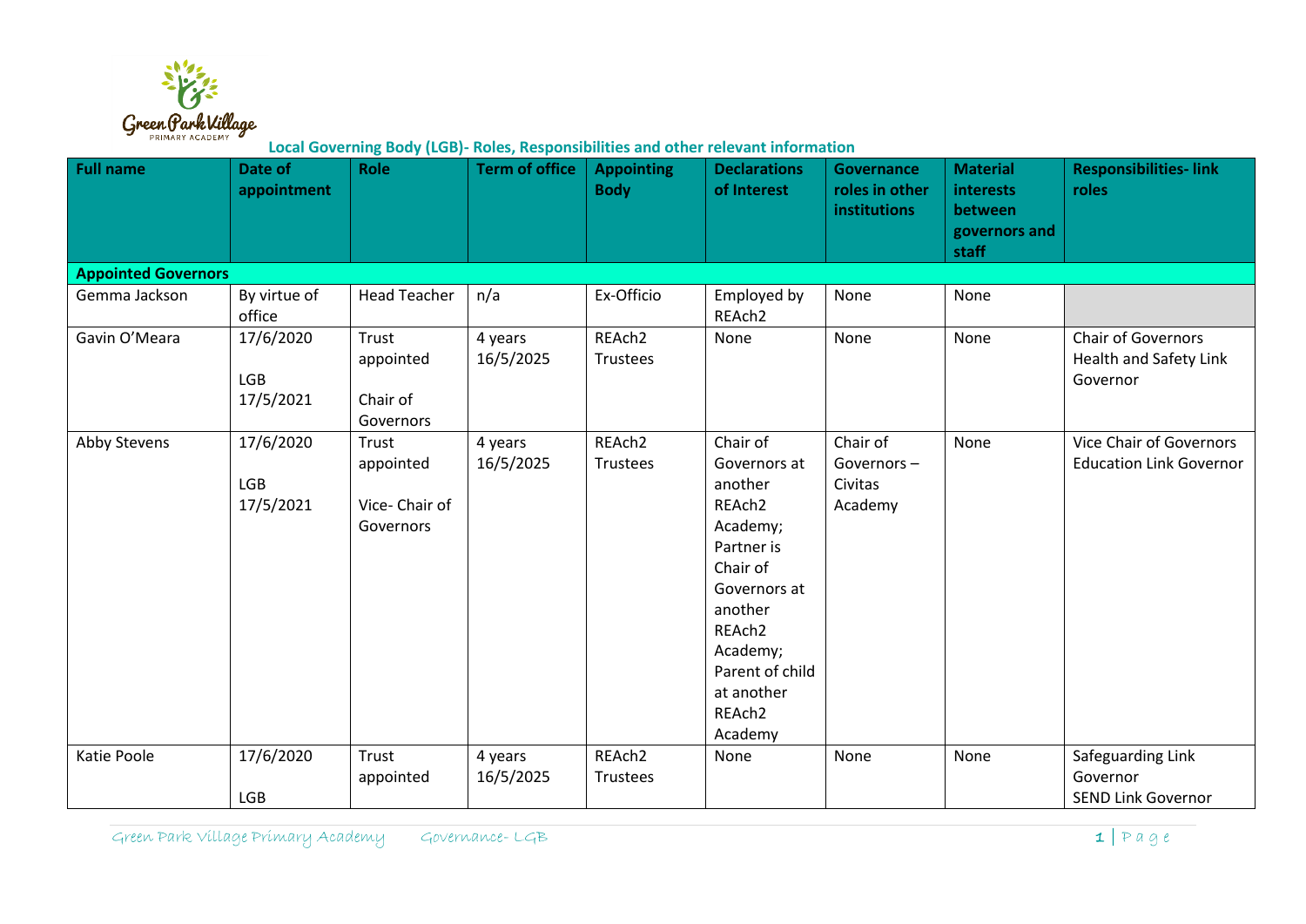Green Park Village PRIMARY ACADEMY

## Local Governing Body (LGB)- Roles, Responsibilities and other relevant information

| Full name | Date of appointment | Role | Term of office | Appointing Body | Declarations of Interest | Governance roles in other institutions | Material interests between governors and staff | Responsibilities- link roles |
|---|---|---|---|---|---|---|---|---|
| **Appointed Governors** | | | | | | | | |
| Gemma Jackson | By virtue of office | Head Teacher | n/a | Ex-Officio | Employed by REAch2 | None | None | |
| Gavin O'Meara | 17/6/2020<br>LGB<br>17/5/2021 | Trust appointed<br>Chair of Governors | 4 years<br>16/5/2025 | REAch2 Trustees | None | None | None | Chair of Governors<br>Health and Safety Link Governor |
| Abby Stevens | 17/6/2020<br>LGB<br>17/5/2021 | Trust appointed<br>Vice- Chair of Governors | 4 years<br>16/5/2025 | REAch2 Trustees | Chair of Governors at another REAch2 Academy; Partner is Chair of Governors at another REAch2 Academy; Parent of child at another REAch2 Academy | Chair of Governors – Civitas Academy | None | Vice Chair of Governors<br>Education Link Governor |
| Katie Poole | 17/6/2020<br>LGB | Trust appointed | 4 years<br>16/5/2025 | REAch2 Trustees | None | None | None | Safeguarding Link Governor<br>SEND Link Governor |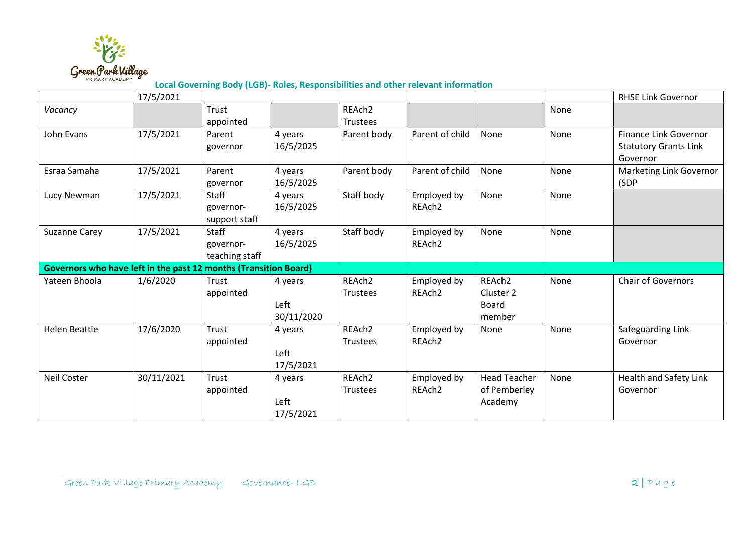## Local Governing Body (LGB)- Roles, Responsibilities and other relevant information

| | | | | | | | | |
|---|---|---|---|---|---|---|---|---|
| | 17/5/2021 | | | | | | | RHSE Link Governor |
| *Vacancy* | | Trust appointed | | REAch2 Trustees | | | None | |
| John Evans | 17/5/2021 | Parent governor | 4 years 16/5/2025 | Parent body | Parent of child | None | None | Finance Link Governor Statutory Grants Link Governor |
| Esraa Samaha | 17/5/2021 | Parent governor | 4 years 16/5/2025 | Parent body | Parent of child | None | None | Marketing Link Governor (SDP |
| Lucy Newman | 17/5/2021 | Staff governor- support staff | 4 years 16/5/2025 | Staff body | Employed by REAch2 | None | None | |
| Suzanne Carey | 17/5/2021 | Staff governor- teaching staff | 4 years 16/5/2025 | Staff body | Employed by REAch2 | None | None | |
| **Governors who have left in the past 12 months (Transition Board)** | | | | | | | | |
| Yateen Bhoola | 1/6/2020 | Trust appointed | 4 years Left 30/11/2020 | REAch2 Trustees | Employed by REAch2 | REAch2 Cluster 2 Board member | None | Chair of Governors |
| Helen Beattie | 17/6/2020 | Trust appointed | 4 years Left 17/5/2021 | REAch2 Trustees | Employed by REAch2 | None | None | Safeguarding Link Governor |
| Neil Coster | 30/11/2021 | Trust appointed | 4 years Left 17/5/2021 | REAch2 Trustees | Employed by REAch2 | Head Teacher of Pemberley Academy | None | Health and Safety Link Governor |